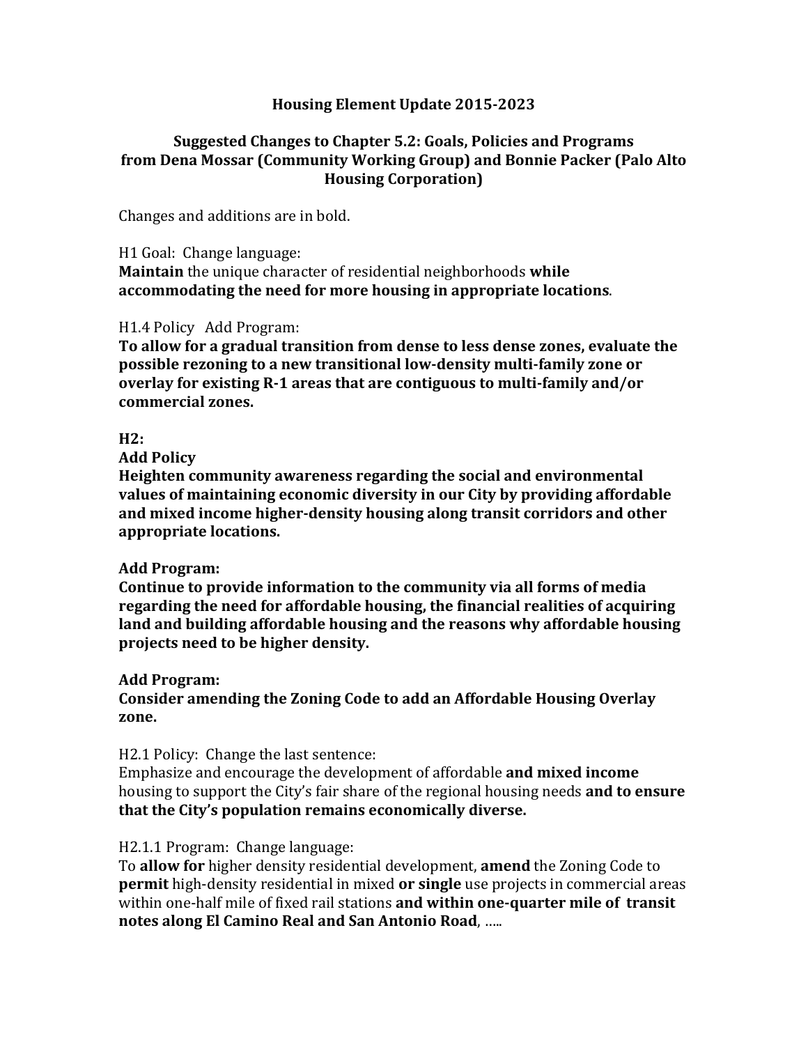## Housing Element Update 2015-2023

### Suggested Changes to Chapter 5.2: Goals, Policies and Programs from Dena Mossar (Community Working Group) and Bonnie Packer (Palo Alto Housing Corporation)

Changes and additions are in bold.

H1 Goal: Change language:
**Maintain** the unique character of residential neighborhoods **while accommodating the need for more housing in appropriate locations**.

H1.4 Policy Add Program:
**To allow for a gradual transition from dense to less dense zones, evaluate the possible rezoning to a new transitional low-density multi-family zone or overlay for existing R-1 areas that are contiguous to multi-family and/or commercial zones.**

**H2:**

**Add Policy**
**Heighten community awareness regarding the social and environmental values of maintaining economic diversity in our City by providing affordable and mixed income higher-density housing along transit corridors and other appropriate locations.**

**Add Program:**
**Continue to provide information to the community via all forms of media regarding the need for affordable housing, the financial realities of acquiring land and building affordable housing and the reasons why affordable housing projects need to be higher density.**

**Add Program:**
**Consider amending the Zoning Code to add an Affordable Housing Overlay zone.**

H2.1 Policy: Change the last sentence:
Emphasize and encourage the development of affordable **and mixed income** housing to support the City's fair share of the regional housing needs **and to ensure that the City's population remains economically diverse.**

H2.1.1 Program: Change language:
To **allow for** higher density residential development, **amend** the Zoning Code to **permit** high-density residential in mixed **or single** use projects in commercial areas within one-half mile of fixed rail stations **and within one-quarter mile of transit notes along El Camino Real and San Antonio Road**, …..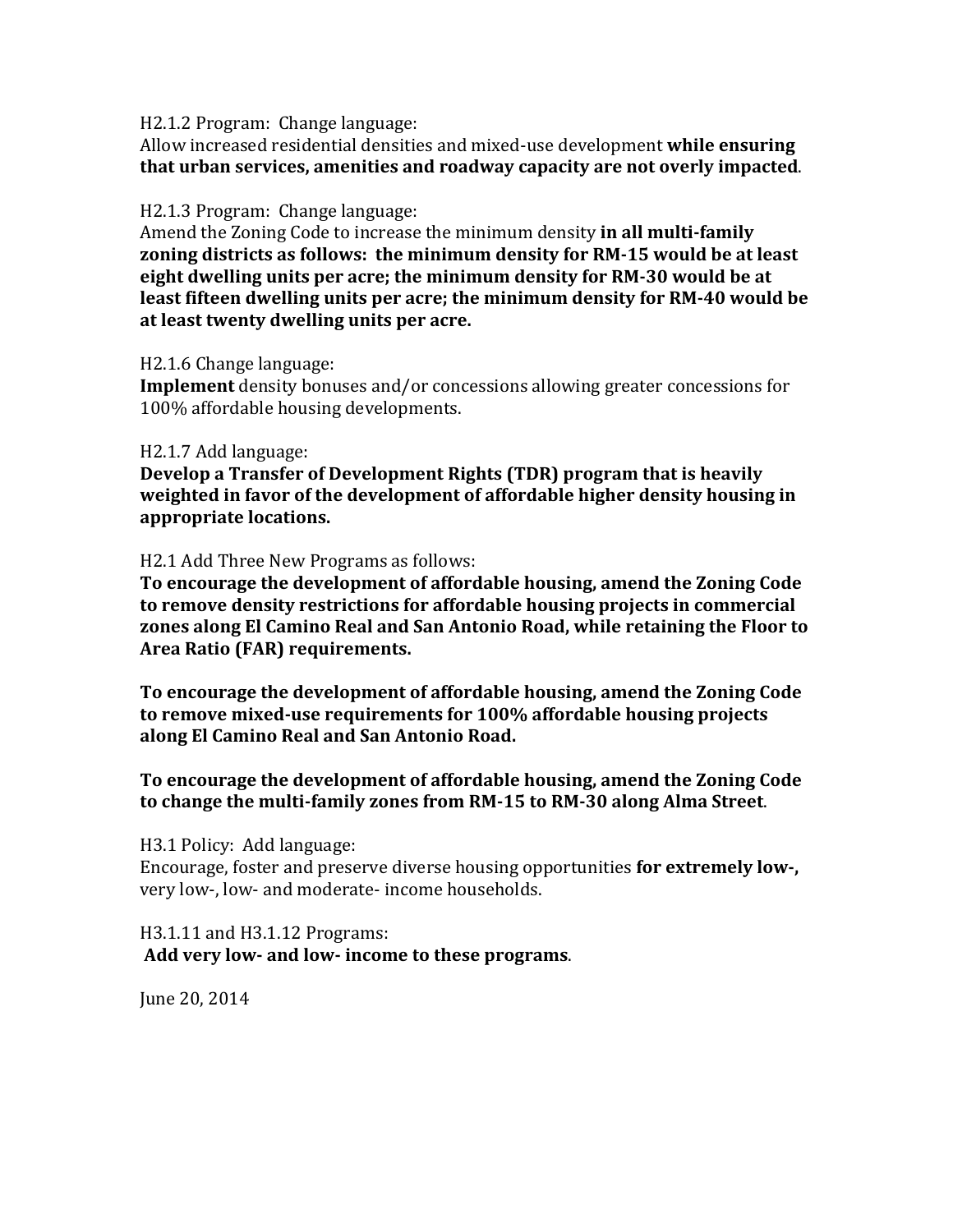H2.1.2 Program: Change language:
Allow increased residential densities and mixed-use development **while ensuring that urban services, amenities and roadway capacity are not overly impacted**.

H2.1.3 Program: Change language:
Amend the Zoning Code to increase the minimum density **in all multi-family zoning districts as follows: the minimum density for RM-15 would be at least eight dwelling units per acre; the minimum density for RM-30 would be at least fifteen dwelling units per acre; the minimum density for RM-40 would be at least twenty dwelling units per acre.**

H2.1.6 Change language:
**Implement** density bonuses and/or concessions allowing greater concessions for 100% affordable housing developments.

H2.1.7 Add language:
**Develop a Transfer of Development Rights (TDR) program that is heavily weighted in favor of the development of affordable higher density housing in appropriate locations.**

H2.1 Add Three New Programs as follows:
**To encourage the development of affordable housing, amend the Zoning Code to remove density restrictions for affordable housing projects in commercial zones along El Camino Real and San Antonio Road, while retaining the Floor to Area Ratio (FAR) requirements.**

**To encourage the development of affordable housing, amend the Zoning Code to remove mixed-use requirements for 100% affordable housing projects along El Camino Real and San Antonio Road.**

**To encourage the development of affordable housing, amend the Zoning Code to change the multi-family zones from RM-15 to RM-30 along Alma Street**.

H3.1 Policy: Add language:
Encourage, foster and preserve diverse housing opportunities **for extremely low-,** very low-, low- and moderate- income households.

H3.1.11 and H3.1.12 Programs:
**Add very low- and low- income to these programs**.

June 20, 2014